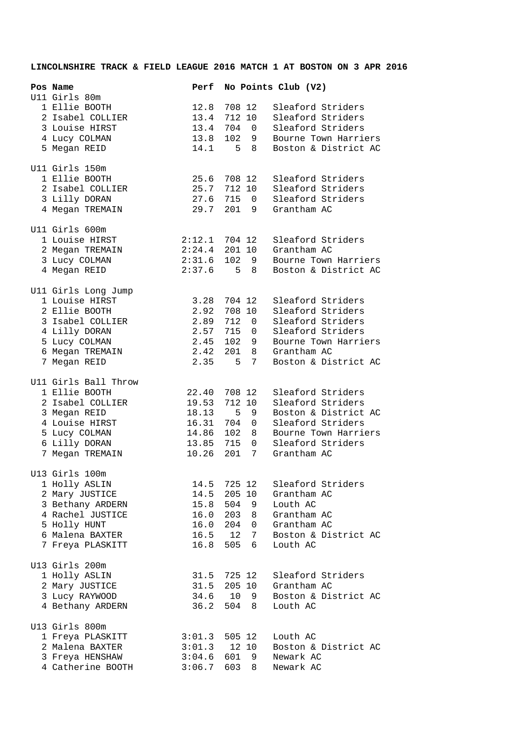**LINCOLNSHIRE TRACK & FIELD LEAGUE 2016 MATCH 1 AT BOSTON ON 3 APR 2016**

| Pos | Name | Perf | No | Points | Club (V2) |
|---|---|---|---|---|---|
| | **U11 Girls 80m** | | | | |
| 1 | Ellie BOOTH | 12.8 | 708 | 12 | Sleaford Striders |
| 2 | Isabel COLLIER | 13.4 | 712 | 10 | Sleaford Striders |
| 3 | Louise HIRST | 13.4 | 704 | 0 | Sleaford Striders |
| 4 | Lucy COLMAN | 13.8 | 102 | 9 | Bourne Town Harriers |
| 5 | Megan REID | 14.1 | 5 | 8 | Boston & District AC |
| | **U11 Girls 150m** | | | | |
| 1 | Ellie BOOTH | 25.6 | 708 | 12 | Sleaford Striders |
| 2 | Isabel COLLIER | 25.7 | 712 | 10 | Sleaford Striders |
| 3 | Lilly DORAN | 27.6 | 715 | 0 | Sleaford Striders |
| 4 | Megan TREMAIN | 29.7 | 201 | 9 | Grantham AC |
| | **U11 Girls 600m** | | | | |
| 1 | Louise HIRST | 2:12.1 | 704 | 12 | Sleaford Striders |
| 2 | Megan TREMAIN | 2:24.4 | 201 | 10 | Grantham AC |
| 3 | Lucy COLMAN | 2:31.6 | 102 | 9 | Bourne Town Harriers |
| 4 | Megan REID | 2:37.6 | 5 | 8 | Boston & District AC |
| | **U11 Girls Long Jump** | | | | |
| 1 | Louise HIRST | 3.28 | 704 | 12 | Sleaford Striders |
| 2 | Ellie BOOTH | 2.92 | 708 | 10 | Sleaford Striders |
| 3 | Isabel COLLIER | 2.89 | 712 | 0 | Sleaford Striders |
| 4 | Lilly DORAN | 2.57 | 715 | 0 | Sleaford Striders |
| 5 | Lucy COLMAN | 2.45 | 102 | 9 | Bourne Town Harriers |
| 6 | Megan TREMAIN | 2.42 | 201 | 8 | Grantham AC |
| 7 | Megan REID | 2.35 | 5 | 7 | Boston & District AC |
| | **U11 Girls Ball Throw** | | | | |
| 1 | Ellie BOOTH | 22.40 | 708 | 12 | Sleaford Striders |
| 2 | Isabel COLLIER | 19.53 | 712 | 10 | Sleaford Striders |
| 3 | Megan REID | 18.13 | 5 | 9 | Boston & District AC |
| 4 | Louise HIRST | 16.31 | 704 | 0 | Sleaford Striders |
| 5 | Lucy COLMAN | 14.86 | 102 | 8 | Bourne Town Harriers |
| 6 | Lilly DORAN | 13.85 | 715 | 0 | Sleaford Striders |
| 7 | Megan TREMAIN | 10.26 | 201 | 7 | Grantham AC |
| | **U13 Girls 100m** | | | | |
| 1 | Holly ASLIN | 14.5 | 725 | 12 | Sleaford Striders |
| 2 | Mary JUSTICE | 14.5 | 205 | 10 | Grantham AC |
| 3 | Bethany ARDERN | 15.8 | 504 | 9 | Louth AC |
| 4 | Rachel JUSTICE | 16.0 | 203 | 8 | Grantham AC |
| 5 | Holly HUNT | 16.0 | 204 | 0 | Grantham AC |
| 6 | Malena BAXTER | 16.5 | 12 | 7 | Boston & District AC |
| 7 | Freya PLASKITT | 16.8 | 505 | 6 | Louth AC |
| | **U13 Girls 200m** | | | | |
| 1 | Holly ASLIN | 31.5 | 725 | 12 | Sleaford Striders |
| 2 | Mary JUSTICE | 31.5 | 205 | 10 | Grantham AC |
| 3 | Lucy RAYWOOD | 34.6 | 10 | 9 | Boston & District AC |
| 4 | Bethany ARDERN | 36.2 | 504 | 8 | Louth AC |
| | **U13 Girls 800m** | | | | |
| 1 | Freya PLASKITT | 3:01.3 | 505 | 12 | Louth AC |
| 2 | Malena BAXTER | 3:01.3 | 12 | 10 | Boston & District AC |
| 3 | Freya HENSHAW | 3:04.6 | 601 | 9 | Newark AC |
| 4 | Catherine BOOTH | 3:06.7 | 603 | 8 | Newark AC |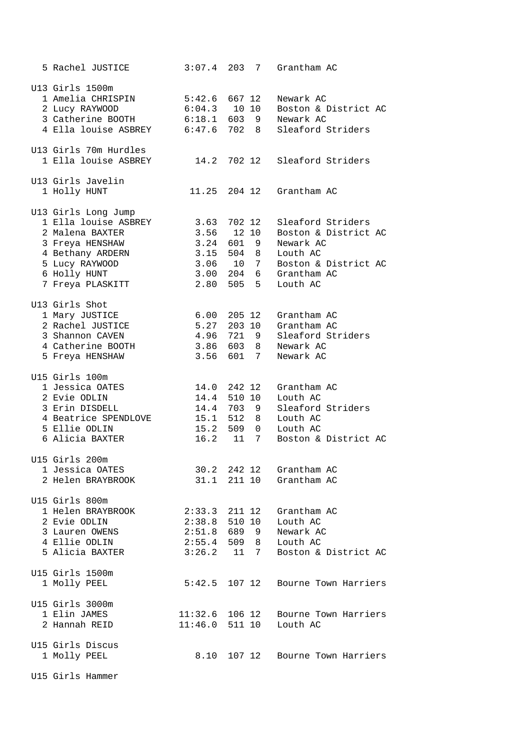| Pos | Name | Perf | No. | Pts | Club |
|---|---|---|---|---|---|
| 5 | Rachel JUSTICE | 3:07.4 | 203 | 7 | Grantham AC |

### U13 Girls 1500m

| Pos | Name | Perf | No. | Pts | Club |
|---|---|---|---|---|---|
| 1 | Amelia CHRISPIN | 5:42.6 | 667 | 12 | Newark AC |
| 2 | Lucy RAYWOOD | 6:04.3 | 10 | 10 | Boston & District AC |
| 3 | Catherine BOOTH | 6:18.1 | 603 | 9 | Newark AC |
| 4 | Ella louise ASBREY | 6:47.6 | 702 | 8 | Sleaford Striders |

### U13 Girls 70m Hurdles

| Pos | Name | Perf | No. | Pts | Club |
|---|---|---|---|---|---|
| 1 | Ella louise ASBREY | 14.2 | 702 | 12 | Sleaford Striders |

### U13 Girls Javelin

| Pos | Name | Perf | No. | Pts | Club |
|---|---|---|---|---|---|
| 1 | Holly HUNT | 11.25 | 204 | 12 | Grantham AC |

### U13 Girls Long Jump

| Pos | Name | Perf | No. | Pts | Club |
|---|---|---|---|---|---|
| 1 | Ella louise ASBREY | 3.63 | 702 | 12 | Sleaford Striders |
| 2 | Malena BAXTER | 3.56 | 12 | 10 | Boston & District AC |
| 3 | Freya HENSHAW | 3.24 | 601 | 9 | Newark AC |
| 4 | Bethany ARDERN | 3.15 | 504 | 8 | Louth AC |
| 5 | Lucy RAYWOOD | 3.06 | 10 | 7 | Boston & District AC |
| 6 | Holly HUNT | 3.00 | 204 | 6 | Grantham AC |
| 7 | Freya PLASKITT | 2.80 | 505 | 5 | Louth AC |

### U13 Girls Shot

| Pos | Name | Perf | No. | Pts | Club |
|---|---|---|---|---|---|
| 1 | Mary JUSTICE | 6.00 | 205 | 12 | Grantham AC |
| 2 | Rachel JUSTICE | 5.27 | 203 | 10 | Grantham AC |
| 3 | Shannon CAVEN | 4.96 | 721 | 9 | Sleaford Striders |
| 4 | Catherine BOOTH | 3.86 | 603 | 8 | Newark AC |
| 5 | Freya HENSHAW | 3.56 | 601 | 7 | Newark AC |

### U15 Girls 100m

| Pos | Name | Perf | No. | Pts | Club |
|---|---|---|---|---|---|
| 1 | Jessica OATES | 14.0 | 242 | 12 | Grantham AC |
| 2 | Evie ODLIN | 14.4 | 510 | 10 | Louth AC |
| 3 | Erin DISDELL | 14.4 | 703 | 9 | Sleaford Striders |
| 4 | Beatrice SPENDLOVE | 15.1 | 512 | 8 | Louth AC |
| 5 | Ellie ODLIN | 15.2 | 509 | 0 | Louth AC |
| 6 | Alicia BAXTER | 16.2 | 11 | 7 | Boston & District AC |

### U15 Girls 200m

| Pos | Name | Perf | No. | Pts | Club |
|---|---|---|---|---|---|
| 1 | Jessica OATES | 30.2 | 242 | 12 | Grantham AC |
| 2 | Helen BRAYBROOK | 31.1 | 211 | 10 | Grantham AC |

### U15 Girls 800m

| Pos | Name | Perf | No. | Pts | Club |
|---|---|---|---|---|---|
| 1 | Helen BRAYBROOK | 2:33.3 | 211 | 12 | Grantham AC |
| 2 | Evie ODLIN | 2:38.8 | 510 | 10 | Louth AC |
| 3 | Lauren OWENS | 2:51.8 | 689 | 9 | Newark AC |
| 4 | Ellie ODLIN | 2:55.4 | 509 | 8 | Louth AC |
| 5 | Alicia BAXTER | 3:26.2 | 11 | 7 | Boston & District AC |

### U15 Girls 1500m

| Pos | Name | Perf | No. | Pts | Club |
|---|---|---|---|---|---|
| 1 | Molly PEEL | 5:42.5 | 107 | 12 | Bourne Town Harriers |

### U15 Girls 3000m

| Pos | Name | Perf | No. | Pts | Club |
|---|---|---|---|---|---|
| 1 | Elin JAMES | 11:32.6 | 106 | 12 | Bourne Town Harriers |
| 2 | Hannah REID | 11:46.0 | 511 | 10 | Louth AC |

### U15 Girls Discus

| Pos | Name | Perf | No. | Pts | Club |
|---|---|---|---|---|---|
| 1 | Molly PEEL | 8.10 | 107 | 12 | Bourne Town Harriers |

### U15 Girls Hammer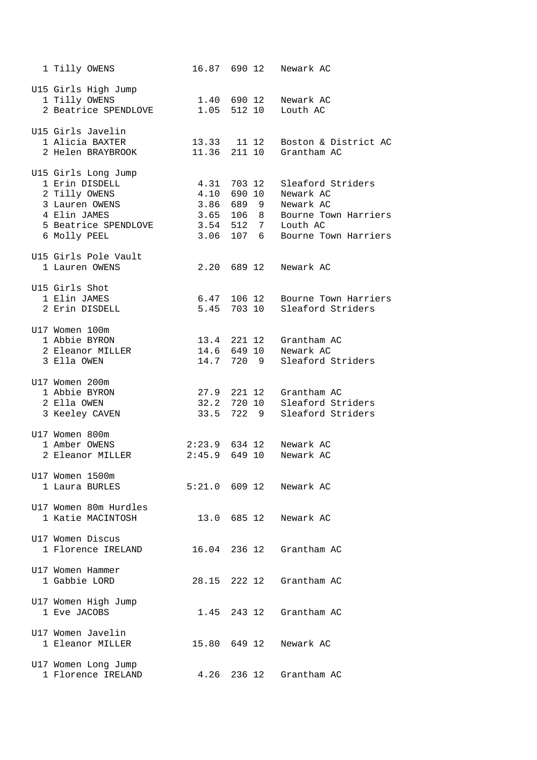```
  1 Tilly OWENS             16.87  690 12   Newark AC

U15 Girls High Jump
  1 Tilly OWENS              1.40  690 12   Newark AC
  2 Beatrice SPENDLOVE       1.05  512 10   Louth AC

U15 Girls Javelin
  1 Alicia BAXTER           13.33   11 12   Boston & District AC
  2 Helen BRAYBROOK         11.36  211 10   Grantham AC

U15 Girls Long Jump
  1 Erin DISDELL             4.31  703 12   Sleaford Striders
  2 Tilly OWENS              4.10  690 10   Newark AC
  3 Lauren OWENS             3.86  689  9   Newark AC
  4 Elin JAMES               3.65  106  8   Bourne Town Harriers
  5 Beatrice SPENDLOVE       3.54  512  7   Louth AC
  6 Molly PEEL               3.06  107  6   Bourne Town Harriers

U15 Girls Pole Vault
  1 Lauren OWENS             2.20  689 12   Newark AC

U15 Girls Shot
  1 Elin JAMES               6.47  106 12   Bourne Town Harriers
  2 Erin DISDELL             5.45  703 10   Sleaford Striders

U17 Women 100m
  1 Abbie BYRON              13.4  221 12   Grantham AC
  2 Eleanor MILLER           14.6  649 10   Newark AC
  3 Ella OWEN                14.7  720  9   Sleaford Striders

U17 Women 200m
  1 Abbie BYRON              27.9  221 12   Grantham AC
  2 Ella OWEN                32.2  720 10   Sleaford Striders
  3 Keeley CAVEN             33.5  722  9   Sleaford Striders

U17 Women 800m
  1 Amber OWENS            2:23.9  634 12   Newark AC
  2 Eleanor MILLER         2:45.9  649 10   Newark AC

U17 Women 1500m
  1 Laura BURLES           5:21.0  609 12   Newark AC

U17 Women 80m Hurdles
  1 Katie MACINTOSH          13.0  685 12   Newark AC

U17 Women Discus
  1 Florence IRELAND        16.04  236 12   Grantham AC

U17 Women Hammer
  1 Gabbie LORD             28.15  222 12   Grantham AC

U17 Women High Jump
  1 Eve JACOBS               1.45  243 12   Grantham AC

U17 Women Javelin
  1 Eleanor MILLER          15.80  649 12   Newark AC

U17 Women Long Jump
  1 Florence IRELAND         4.26  236 12   Grantham AC
```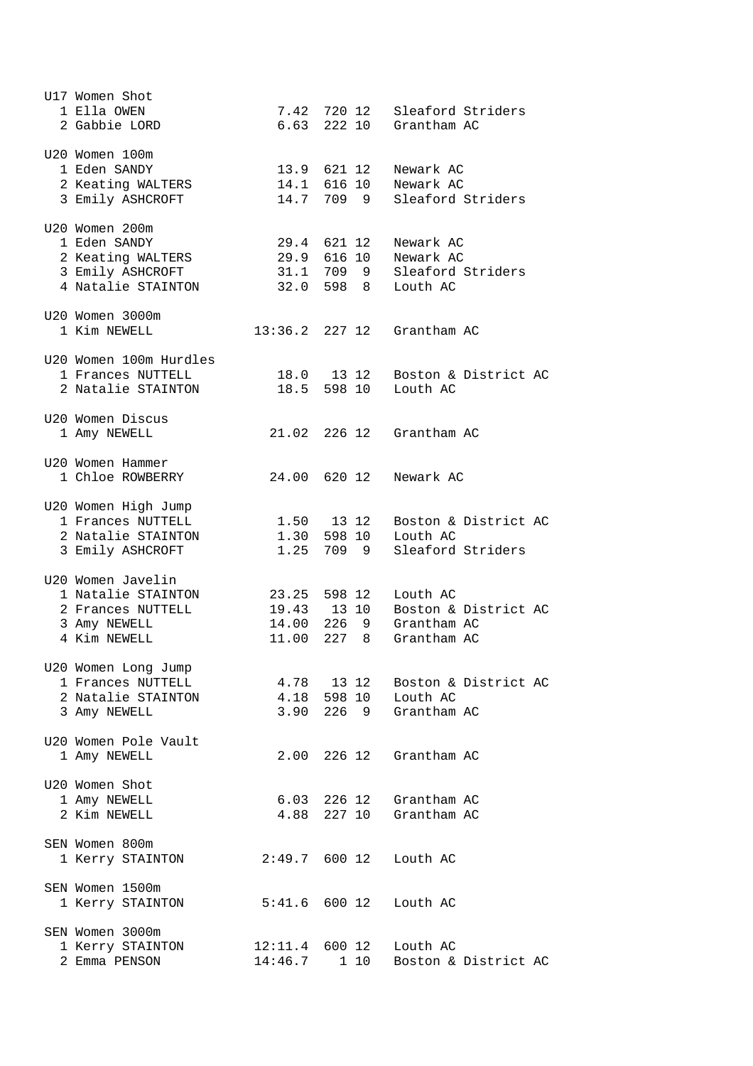```
U17 Women Shot
  1 Ella OWEN               7.42  720 12   Sleaford Striders
  2 Gabbie LORD             6.63  222 10   Grantham AC

U20 Women 100m
  1 Eden SANDY              13.9  621 12   Newark AC
  2 Keating WALTERS         14.1  616 10   Newark AC
  3 Emily ASHCROFT          14.7  709  9   Sleaford Striders

U20 Women 200m
  1 Eden SANDY              29.4  621 12   Newark AC
  2 Keating WALTERS         29.9  616 10   Newark AC
  3 Emily ASHCROFT          31.1  709  9   Sleaford Striders
  4 Natalie STAINTON        32.0  598  8   Louth AC

U20 Women 3000m
  1 Kim NEWELL           13:36.2  227 12   Grantham AC

U20 Women 100m Hurdles
  1 Frances NUTTELL         18.0   13 12   Boston & District AC
  2 Natalie STAINTON        18.5  598 10   Louth AC

U20 Women Discus
  1 Amy NEWELL             21.02  226 12   Grantham AC

U20 Women Hammer
  1 Chloe ROWBERRY         24.00  620 12   Newark AC

U20 Women High Jump
  1 Frances NUTTELL         1.50   13 12   Boston & District AC
  2 Natalie STAINTON        1.30  598 10   Louth AC
  3 Emily ASHCROFT          1.25  709  9   Sleaford Striders

U20 Women Javelin
  1 Natalie STAINTON       23.25  598 12   Louth AC
  2 Frances NUTTELL        19.43   13 10   Boston & District AC
  3 Amy NEWELL             14.00  226  9   Grantham AC
  4 Kim NEWELL             11.00  227  8   Grantham AC

U20 Women Long Jump
  1 Frances NUTTELL         4.78   13 12   Boston & District AC
  2 Natalie STAINTON        4.18  598 10   Louth AC
  3 Amy NEWELL              3.90  226  9   Grantham AC

U20 Women Pole Vault
  1 Amy NEWELL              2.00  226 12   Grantham AC

U20 Women Shot
  1 Amy NEWELL              6.03  226 12   Grantham AC
  2 Kim NEWELL              4.88  227 10   Grantham AC

SEN Women 800m
  1 Kerry STAINTON        2:49.7  600 12   Louth AC

SEN Women 1500m
  1 Kerry STAINTON        5:41.6  600 12   Louth AC

SEN Women 3000m
  1 Kerry STAINTON       12:11.4  600 12   Louth AC
  2 Emma PENSON          14:46.7    1 10   Boston & District AC
```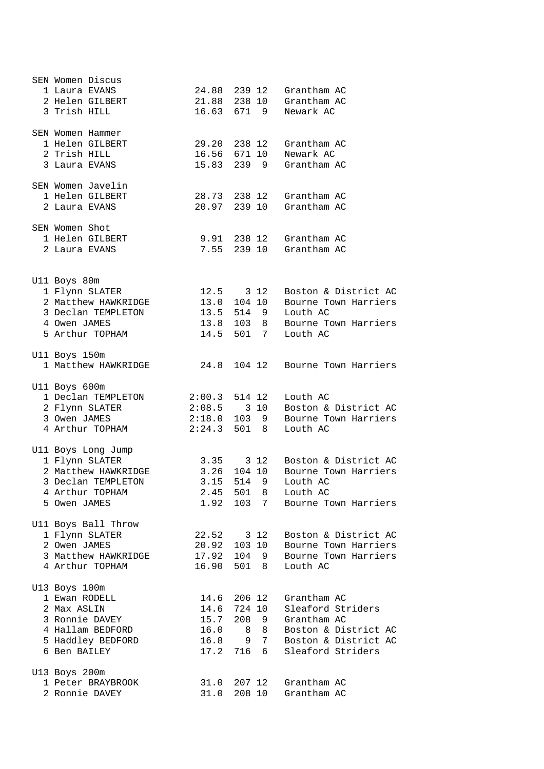SEN Women Discus

| Pos | Name | Perf | No | Pts | Club |
|---|---|---|---|---|---|
| 1 | Laura EVANS | 24.88 | 239 | 12 | Grantham AC |
| 2 | Helen GILBERT | 21.88 | 238 | 10 | Grantham AC |
| 3 | Trish HILL | 16.63 | 671 | 9 | Newark AC |

SEN Women Hammer

| Pos | Name | Perf | No | Pts | Club |
|---|---|---|---|---|---|
| 1 | Helen GILBERT | 29.20 | 238 | 12 | Grantham AC |
| 2 | Trish HILL | 16.56 | 671 | 10 | Newark AC |
| 3 | Laura EVANS | 15.83 | 239 | 9 | Grantham AC |

SEN Women Javelin

| Pos | Name | Perf | No | Pts | Club |
|---|---|---|---|---|---|
| 1 | Helen GILBERT | 28.73 | 238 | 12 | Grantham AC |
| 2 | Laura EVANS | 20.97 | 239 | 10 | Grantham AC |

SEN Women Shot

| Pos | Name | Perf | No | Pts | Club |
|---|---|---|---|---|---|
| 1 | Helen GILBERT | 9.91 | 238 | 12 | Grantham AC |
| 2 | Laura EVANS | 7.55 | 239 | 10 | Grantham AC |

U11 Boys 80m

| Pos | Name | Perf | No | Pts | Club |
|---|---|---|---|---|---|
| 1 | Flynn SLATER | 12.5 | 3 | 12 | Boston & District AC |
| 2 | Matthew HAWKRIDGE | 13.0 | 104 | 10 | Bourne Town Harriers |
| 3 | Declan TEMPLETON | 13.5 | 514 | 9 | Louth AC |
| 4 | Owen JAMES | 13.8 | 103 | 8 | Bourne Town Harriers |
| 5 | Arthur TOPHAM | 14.5 | 501 | 7 | Louth AC |

U11 Boys 150m

| Pos | Name | Perf | No | Pts | Club |
|---|---|---|---|---|---|
| 1 | Matthew HAWKRIDGE | 24.8 | 104 | 12 | Bourne Town Harriers |

U11 Boys 600m

| Pos | Name | Perf | No | Pts | Club |
|---|---|---|---|---|---|
| 1 | Declan TEMPLETON | 2:00.3 | 514 | 12 | Louth AC |
| 2 | Flynn SLATER | 2:08.5 | 3 | 10 | Boston & District AC |
| 3 | Owen JAMES | 2:18.0 | 103 | 9 | Bourne Town Harriers |
| 4 | Arthur TOPHAM | 2:24.3 | 501 | 8 | Louth AC |

U11 Boys Long Jump

| Pos | Name | Perf | No | Pts | Club |
|---|---|---|---|---|---|
| 1 | Flynn SLATER | 3.35 | 3 | 12 | Boston & District AC |
| 2 | Matthew HAWKRIDGE | 3.26 | 104 | 10 | Bourne Town Harriers |
| 3 | Declan TEMPLETON | 3.15 | 514 | 9 | Louth AC |
| 4 | Arthur TOPHAM | 2.45 | 501 | 8 | Louth AC |
| 5 | Owen JAMES | 1.92 | 103 | 7 | Bourne Town Harriers |

U11 Boys Ball Throw

| Pos | Name | Perf | No | Pts | Club |
|---|---|---|---|---|---|
| 1 | Flynn SLATER | 22.52 | 3 | 12 | Boston & District AC |
| 2 | Owen JAMES | 20.92 | 103 | 10 | Bourne Town Harriers |
| 3 | Matthew HAWKRIDGE | 17.92 | 104 | 9 | Bourne Town Harriers |
| 4 | Arthur TOPHAM | 16.90 | 501 | 8 | Louth AC |

U13 Boys 100m

| Pos | Name | Perf | No | Pts | Club |
|---|---|---|---|---|---|
| 1 | Ewan RODELL | 14.6 | 206 | 12 | Grantham AC |
| 2 | Max ASLIN | 14.6 | 724 | 10 | Sleaford Striders |
| 3 | Ronnie DAVEY | 15.7 | 208 | 9 | Grantham AC |
| 4 | Hallam BEDFORD | 16.0 | 8 | 8 | Boston & District AC |
| 5 | Haddley BEDFORD | 16.8 | 9 | 7 | Boston & District AC |
| 6 | Ben BAILEY | 17.2 | 716 | 6 | Sleaford Striders |

U13 Boys 200m

| Pos | Name | Perf | No | Pts | Club |
|---|---|---|---|---|---|
| 1 | Peter BRAYBROOK | 31.0 | 207 | 12 | Grantham AC |
| 2 | Ronnie DAVEY | 31.0 | 208 | 10 | Grantham AC |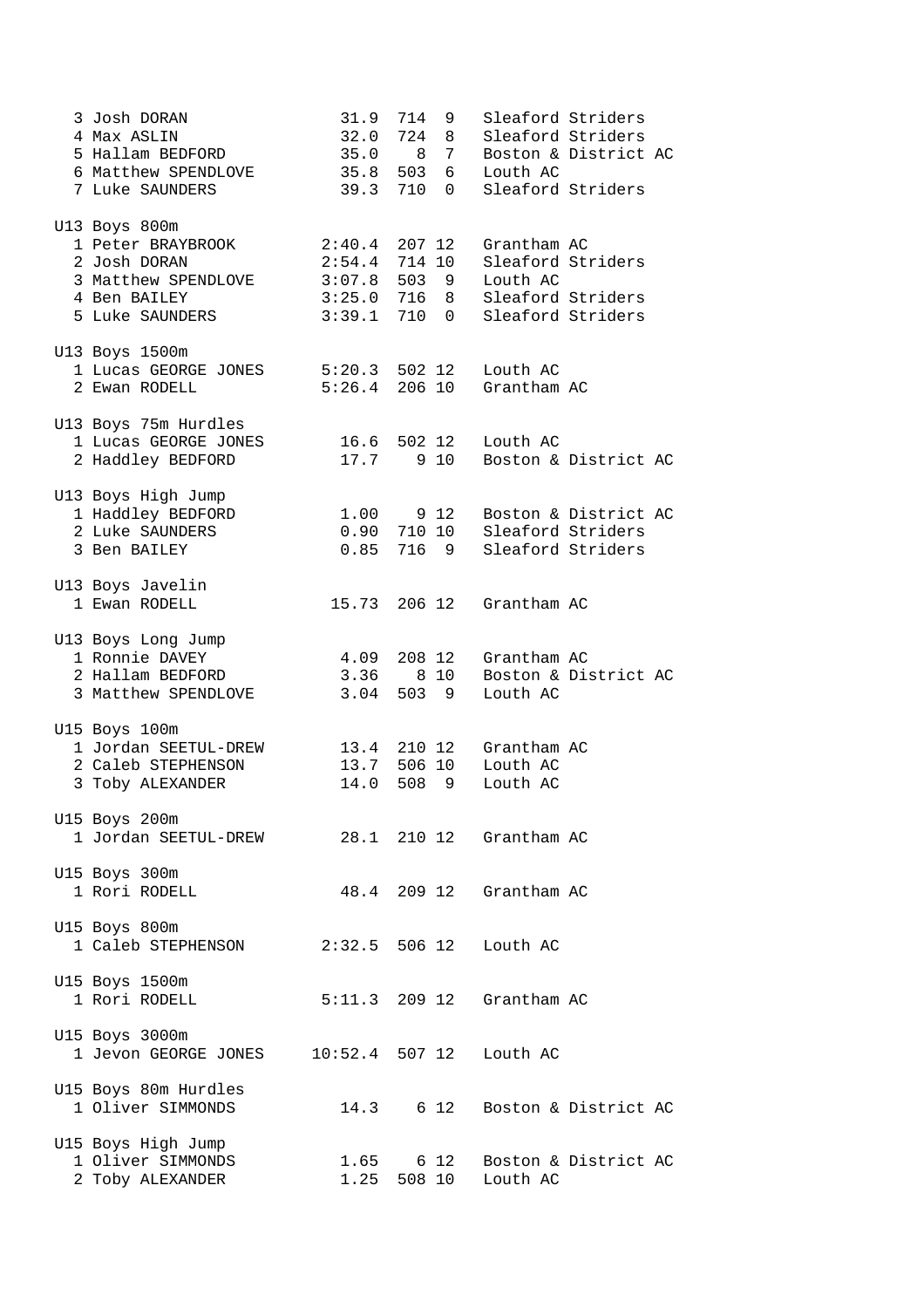| Pos | Name | Perf | No. | Pts | Club |
|---|---|---|---|---|---|
| 3 | Josh DORAN | 31.9 | 714 | 9 | Sleaford Striders |
| 4 | Max ASLIN | 32.0 | 724 | 8 | Sleaford Striders |
| 5 | Hallam BEDFORD | 35.0 | 8 | 7 | Boston & District AC |
| 6 | Matthew SPENDLOVE | 35.8 | 503 | 6 | Louth AC |
| 7 | Luke SAUNDERS | 39.3 | 710 | 0 | Sleaford Striders |

U13 Boys 800m

| Pos | Name | Perf | No. | Pts | Club |
|---|---|---|---|---|---|
| 1 | Peter BRAYBROOK | 2:40.4 | 207 | 12 | Grantham AC |
| 2 | Josh DORAN | 2:54.4 | 714 | 10 | Sleaford Striders |
| 3 | Matthew SPENDLOVE | 3:07.8 | 503 | 9 | Louth AC |
| 4 | Ben BAILEY | 3:25.0 | 716 | 8 | Sleaford Striders |
| 5 | Luke SAUNDERS | 3:39.1 | 710 | 0 | Sleaford Striders |

U13 Boys 1500m

| Pos | Name | Perf | No. | Pts | Club |
|---|---|---|---|---|---|
| 1 | Lucas GEORGE JONES | 5:20.3 | 502 | 12 | Louth AC |
| 2 | Ewan RODELL | 5:26.4 | 206 | 10 | Grantham AC |

U13 Boys 75m Hurdles

| Pos | Name | Perf | No. | Pts | Club |
|---|---|---|---|---|---|
| 1 | Lucas GEORGE JONES | 16.6 | 502 | 12 | Louth AC |
| 2 | Haddley BEDFORD | 17.7 | 9 | 10 | Boston & District AC |

U13 Boys High Jump

| Pos | Name | Perf | No. | Pts | Club |
|---|---|---|---|---|---|
| 1 | Haddley BEDFORD | 1.00 | 9 | 12 | Boston & District AC |
| 2 | Luke SAUNDERS | 0.90 | 710 | 10 | Sleaford Striders |
| 3 | Ben BAILEY | 0.85 | 716 | 9 | Sleaford Striders |

U13 Boys Javelin

| Pos | Name | Perf | No. | Pts | Club |
|---|---|---|---|---|---|
| 1 | Ewan RODELL | 15.73 | 206 | 12 | Grantham AC |

U13 Boys Long Jump

| Pos | Name | Perf | No. | Pts | Club |
|---|---|---|---|---|---|
| 1 | Ronnie DAVEY | 4.09 | 208 | 12 | Grantham AC |
| 2 | Hallam BEDFORD | 3.36 | 8 | 10 | Boston & District AC |
| 3 | Matthew SPENDLOVE | 3.04 | 503 | 9 | Louth AC |

U15 Boys 100m

| Pos | Name | Perf | No. | Pts | Club |
|---|---|---|---|---|---|
| 1 | Jordan SEETUL-DREW | 13.4 | 210 | 12 | Grantham AC |
| 2 | Caleb STEPHENSON | 13.7 | 506 | 10 | Louth AC |
| 3 | Toby ALEXANDER | 14.0 | 508 | 9 | Louth AC |

U15 Boys 200m

| Pos | Name | Perf | No. | Pts | Club |
|---|---|---|---|---|---|
| 1 | Jordan SEETUL-DREW | 28.1 | 210 | 12 | Grantham AC |

U15 Boys 300m

| Pos | Name | Perf | No. | Pts | Club |
|---|---|---|---|---|---|
| 1 | Rori RODELL | 48.4 | 209 | 12 | Grantham AC |

U15 Boys 800m

| Pos | Name | Perf | No. | Pts | Club |
|---|---|---|---|---|---|
| 1 | Caleb STEPHENSON | 2:32.5 | 506 | 12 | Louth AC |

U15 Boys 1500m

| Pos | Name | Perf | No. | Pts | Club |
|---|---|---|---|---|---|
| 1 | Rori RODELL | 5:11.3 | 209 | 12 | Grantham AC |

U15 Boys 3000m

| Pos | Name | Perf | No. | Pts | Club |
|---|---|---|---|---|---|
| 1 | Jevon GEORGE JONES | 10:52.4 | 507 | 12 | Louth AC |

U15 Boys 80m Hurdles

| Pos | Name | Perf | No. | Pts | Club |
|---|---|---|---|---|---|
| 1 | Oliver SIMMONDS | 14.3 | 6 | 12 | Boston & District AC |

U15 Boys High Jump

| Pos | Name | Perf | No. | Pts | Club |
|---|---|---|---|---|---|
| 1 | Oliver SIMMONDS | 1.65 | 6 | 12 | Boston & District AC |
| 2 | Toby ALEXANDER | 1.25 | 508 | 10 | Louth AC |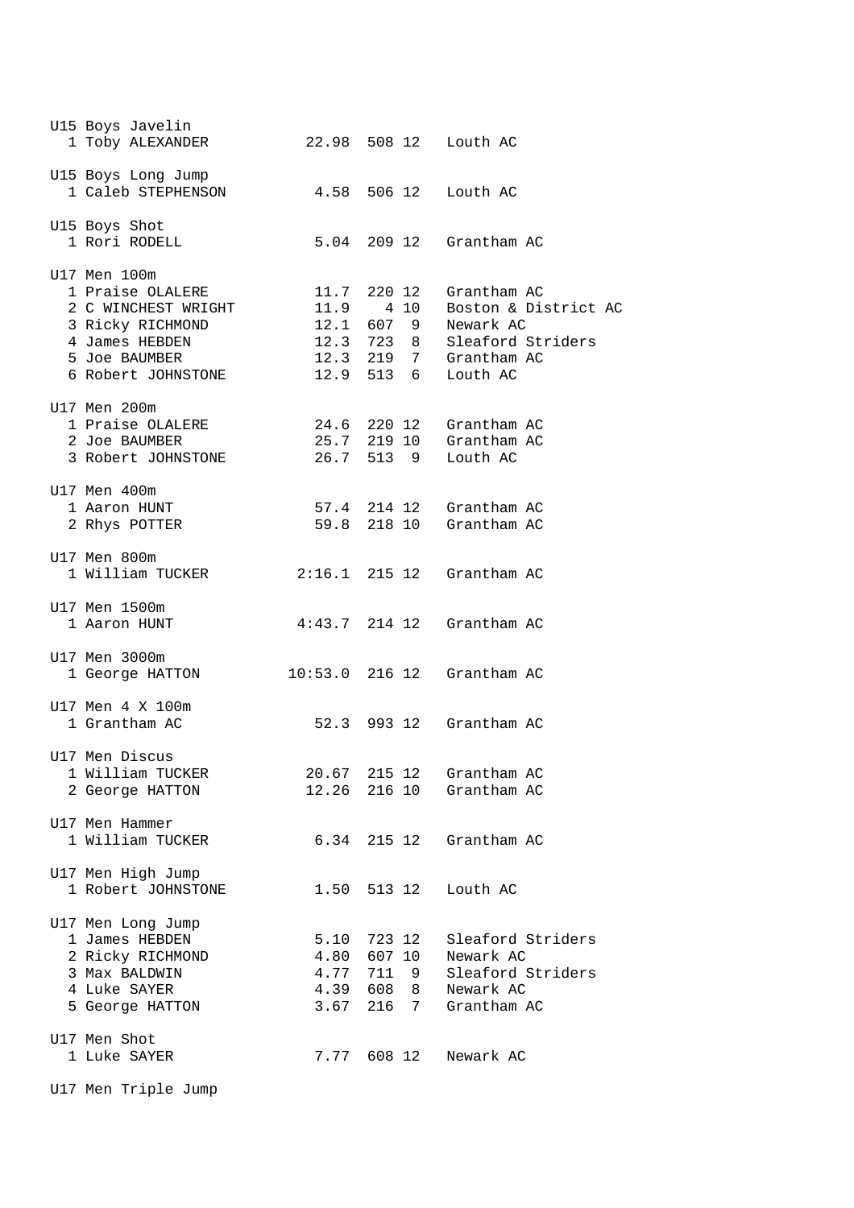U15 Boys Javelin

| Pos | Name | Perf | No. | Pts | Club |
|---|---|---|---|---|---|
| 1 | Toby ALEXANDER | 22.98 | 508 | 12 | Louth AC |

U15 Boys Long Jump

| Pos | Name | Perf | No. | Pts | Club |
|---|---|---|---|---|---|
| 1 | Caleb STEPHENSON | 4.58 | 506 | 12 | Louth AC |

U15 Boys Shot

| Pos | Name | Perf | No. | Pts | Club |
|---|---|---|---|---|---|
| 1 | Rori RODELL | 5.04 | 209 | 12 | Grantham AC |

U17 Men 100m

| Pos | Name | Perf | No. | Pts | Club |
|---|---|---|---|---|---|
| 1 | Praise OLALERE | 11.7 | 220 | 12 | Grantham AC |
| 2 | C WINCHEST WRIGHT | 11.9 | 4 | 10 | Boston & District AC |
| 3 | Ricky RICHMOND | 12.1 | 607 | 9 | Newark AC |
| 4 | James HEBDEN | 12.3 | 723 | 8 | Sleaford Striders |
| 5 | Joe BAUMBER | 12.3 | 219 | 7 | Grantham AC |
| 6 | Robert JOHNSTONE | 12.9 | 513 | 6 | Louth AC |

U17 Men 200m

| Pos | Name | Perf | No. | Pts | Club |
|---|---|---|---|---|---|
| 1 | Praise OLALERE | 24.6 | 220 | 12 | Grantham AC |
| 2 | Joe BAUMBER | 25.7 | 219 | 10 | Grantham AC |
| 3 | Robert JOHNSTONE | 26.7 | 513 | 9 | Louth AC |

U17 Men 400m

| Pos | Name | Perf | No. | Pts | Club |
|---|---|---|---|---|---|
| 1 | Aaron HUNT | 57.4 | 214 | 12 | Grantham AC |
| 2 | Rhys POTTER | 59.8 | 218 | 10 | Grantham AC |

U17 Men 800m

| Pos | Name | Perf | No. | Pts | Club |
|---|---|---|---|---|---|
| 1 | William TUCKER | 2:16.1 | 215 | 12 | Grantham AC |

U17 Men 1500m

| Pos | Name | Perf | No. | Pts | Club |
|---|---|---|---|---|---|
| 1 | Aaron HUNT | 4:43.7 | 214 | 12 | Grantham AC |

U17 Men 3000m

| Pos | Name | Perf | No. | Pts | Club |
|---|---|---|---|---|---|
| 1 | George HATTON | 10:53.0 | 216 | 12 | Grantham AC |

U17 Men 4 X 100m

| Pos | Name | Perf | No. | Pts | Club |
|---|---|---|---|---|---|
| 1 | Grantham AC | 52.3 | 993 | 12 | Grantham AC |

U17 Men Discus

| Pos | Name | Perf | No. | Pts | Club |
|---|---|---|---|---|---|
| 1 | William TUCKER | 20.67 | 215 | 12 | Grantham AC |
| 2 | George HATTON | 12.26 | 216 | 10 | Grantham AC |

U17 Men Hammer

| Pos | Name | Perf | No. | Pts | Club |
|---|---|---|---|---|---|
| 1 | William TUCKER | 6.34 | 215 | 12 | Grantham AC |

U17 Men High Jump

| Pos | Name | Perf | No. | Pts | Club |
|---|---|---|---|---|---|
| 1 | Robert JOHNSTONE | 1.50 | 513 | 12 | Louth AC |

U17 Men Long Jump

| Pos | Name | Perf | No. | Pts | Club |
|---|---|---|---|---|---|
| 1 | James HEBDEN | 5.10 | 723 | 12 | Sleaford Striders |
| 2 | Ricky RICHMOND | 4.80 | 607 | 10 | Newark AC |
| 3 | Max BALDWIN | 4.77 | 711 | 9 | Sleaford Striders |
| 4 | Luke SAYER | 4.39 | 608 | 8 | Newark AC |
| 5 | George HATTON | 3.67 | 216 | 7 | Grantham AC |

U17 Men Shot

| Pos | Name | Perf | No. | Pts | Club |
|---|---|---|---|---|---|
| 1 | Luke SAYER | 7.77 | 608 | 12 | Newark AC |

U17 Men Triple Jump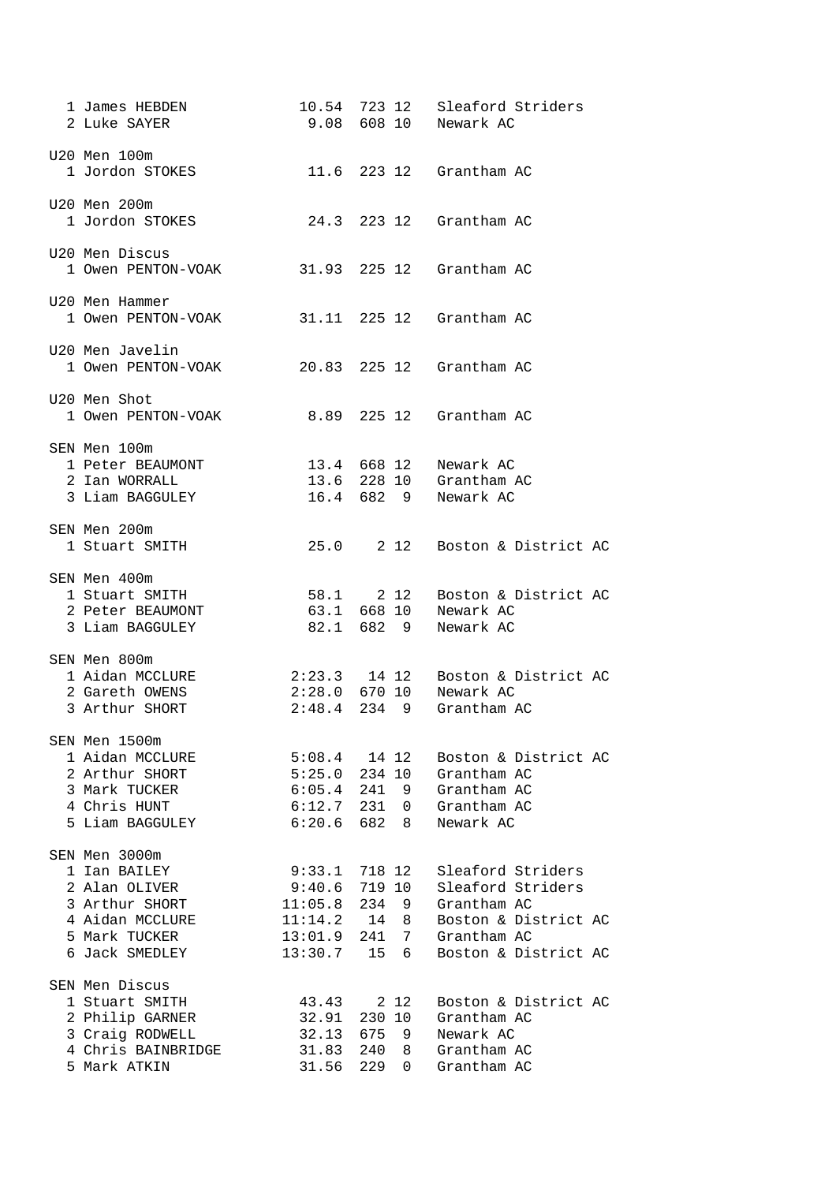```
  1 James HEBDEN            10.54  723 12   Sleaford Striders
  2 Luke SAYER               9.08  608 10   Newark AC

U20 Men 100m
  1 Jordon STOKES            11.6  223 12   Grantham AC

U20 Men 200m
  1 Jordon STOKES            24.3  223 12   Grantham AC

U20 Men Discus
  1 Owen PENTON-VOAK        31.93  225 12   Grantham AC

U20 Men Hammer
  1 Owen PENTON-VOAK        31.11  225 12   Grantham AC

U20 Men Javelin
  1 Owen PENTON-VOAK        20.83  225 12   Grantham AC

U20 Men Shot
  1 Owen PENTON-VOAK         8.89  225 12   Grantham AC

SEN Men 100m
  1 Peter BEAUMONT           13.4  668 12   Newark AC
  2 Ian WORRALL              13.6  228 10   Grantham AC
  3 Liam BAGGULEY            16.4  682  9   Newark AC

SEN Men 200m
  1 Stuart SMITH             25.0    2 12   Boston & District AC

SEN Men 400m
  1 Stuart SMITH             58.1    2 12   Boston & District AC
  2 Peter BEAUMONT           63.1  668 10   Newark AC
  3 Liam BAGGULEY            82.1  682  9   Newark AC

SEN Men 800m
  1 Aidan MCCLURE          2:23.3   14 12   Boston & District AC
  2 Gareth OWENS           2:28.0  670 10   Newark AC
  3 Arthur SHORT           2:48.4  234  9   Grantham AC

SEN Men 1500m
  1 Aidan MCCLURE          5:08.4   14 12   Boston & District AC
  2 Arthur SHORT           5:25.0  234 10   Grantham AC
  3 Mark TUCKER            6:05.4  241  9   Grantham AC
  4 Chris HUNT             6:12.7  231  0   Grantham AC
  5 Liam BAGGULEY          6:20.6  682  8   Newark AC

SEN Men 3000m
  1 Ian BAILEY             9:33.1  718 12   Sleaford Striders
  2 Alan OLIVER            9:40.6  719 10   Sleaford Striders
  3 Arthur SHORT          11:05.8  234  9   Grantham AC
  4 Aidan MCCLURE         11:14.2   14  8   Boston & District AC
  5 Mark TUCKER           13:01.9  241  7   Grantham AC
  6 Jack SMEDLEY          13:30.7   15  6   Boston & District AC

SEN Men Discus
  1 Stuart SMITH            43.43    2 12   Boston & District AC
  2 Philip GARNER           32.91  230 10   Grantham AC
  3 Craig RODWELL           32.13  675  9   Newark AC
  4 Chris BAINBRIDGE        31.83  240  8   Grantham AC
  5 Mark ATKIN              31.56  229  0   Grantham AC
```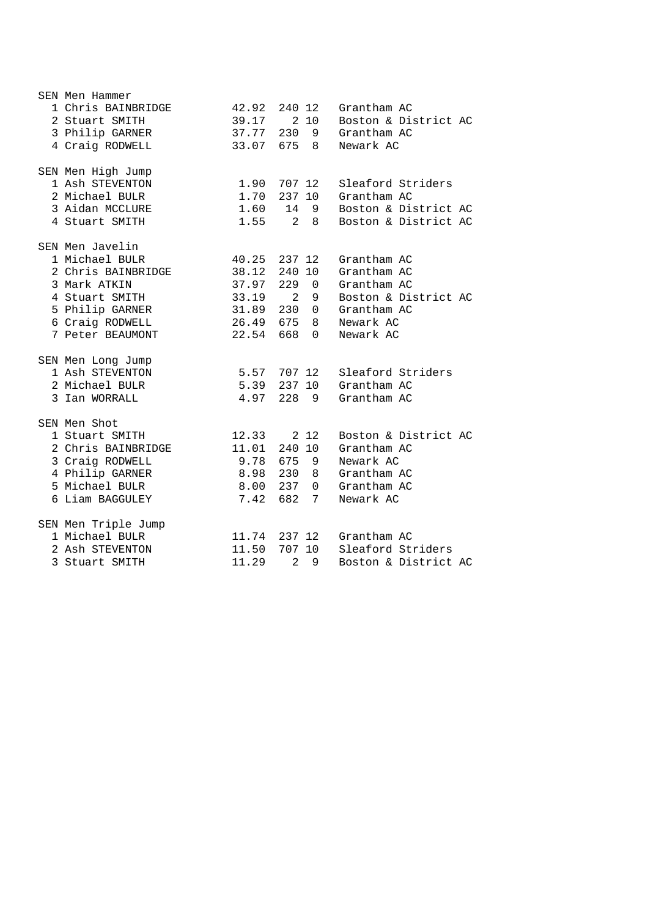SEN Men Hammer

| | | | | | |
|---|---|---|---|---|---|
| 1 | Chris BAINBRIDGE | 42.92 | 240 | 12 | Grantham AC |
| 2 | Stuart SMITH | 39.17 | 2 | 10 | Boston & District AC |
| 3 | Philip GARNER | 37.77 | 230 | 9 | Grantham AC |
| 4 | Craig RODWELL | 33.07 | 675 | 8 | Newark AC |

SEN Men High Jump

| | | | | | |
|---|---|---|---|---|---|
| 1 | Ash STEVENTON | 1.90 | 707 | 12 | Sleaford Striders |
| 2 | Michael BULR | 1.70 | 237 | 10 | Grantham AC |
| 3 | Aidan MCCLURE | 1.60 | 14 | 9 | Boston & District AC |
| 4 | Stuart SMITH | 1.55 | 2 | 8 | Boston & District AC |

SEN Men Javelin

| | | | | | |
|---|---|---|---|---|---|
| 1 | Michael BULR | 40.25 | 237 | 12 | Grantham AC |
| 2 | Chris BAINBRIDGE | 38.12 | 240 | 10 | Grantham AC |
| 3 | Mark ATKIN | 37.97 | 229 | 0 | Grantham AC |
| 4 | Stuart SMITH | 33.19 | 2 | 9 | Boston & District AC |
| 5 | Philip GARNER | 31.89 | 230 | 0 | Grantham AC |
| 6 | Craig RODWELL | 26.49 | 675 | 8 | Newark AC |
| 7 | Peter BEAUMONT | 22.54 | 668 | 0 | Newark AC |

SEN Men Long Jump

| | | | | | |
|---|---|---|---|---|---|
| 1 | Ash STEVENTON | 5.57 | 707 | 12 | Sleaford Striders |
| 2 | Michael BULR | 5.39 | 237 | 10 | Grantham AC |
| 3 | Ian WORRALL | 4.97 | 228 | 9 | Grantham AC |

SEN Men Shot

| | | | | | |
|---|---|---|---|---|---|
| 1 | Stuart SMITH | 12.33 | 2 | 12 | Boston & District AC |
| 2 | Chris BAINBRIDGE | 11.01 | 240 | 10 | Grantham AC |
| 3 | Craig RODWELL | 9.78 | 675 | 9 | Newark AC |
| 4 | Philip GARNER | 8.98 | 230 | 8 | Grantham AC |
| 5 | Michael BULR | 8.00 | 237 | 0 | Grantham AC |
| 6 | Liam BAGGULEY | 7.42 | 682 | 7 | Newark AC |

SEN Men Triple Jump

| | | | | | |
|---|---|---|---|---|---|
| 1 | Michael BULR | 11.74 | 237 | 12 | Grantham AC |
| 2 | Ash STEVENTON | 11.50 | 707 | 10 | Sleaford Striders |
| 3 | Stuart SMITH | 11.29 | 2 | 9 | Boston & District AC |